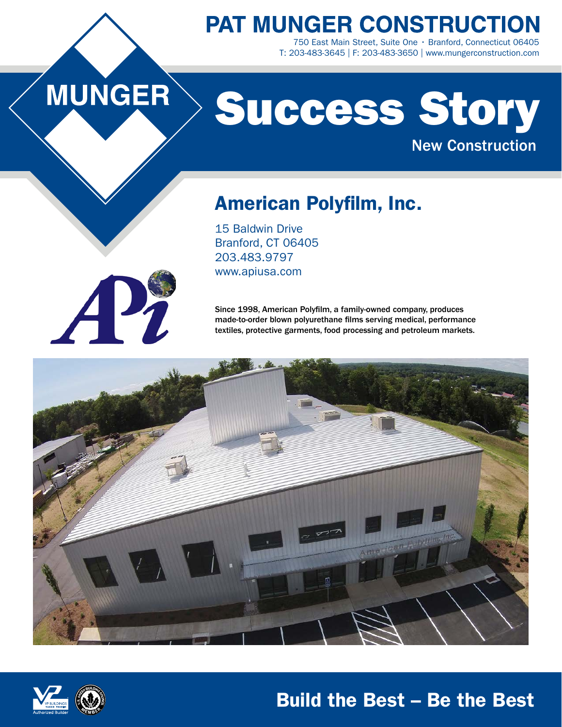# PAT MUNGER CONSTRUCTION

750 East Main Street, Suite One · Branford, Connecticut 06405
T: 203-483-3645 | F: 203-483-3650 | www.mungerconstruction.com

MUNGER

# Success Story

## New Construction

## American Polyfilm, Inc.

15 Baldwin Drive
Branford, CT 06405
203.483.9797
www.apiusa.com

**Since 1998, American Polyfilm, a family-owned company, produces made-to-order blown polyurethane films serving medical, performance textiles, protective garments, food processing and petroleum markets.**

**Build the Best – Be the Best**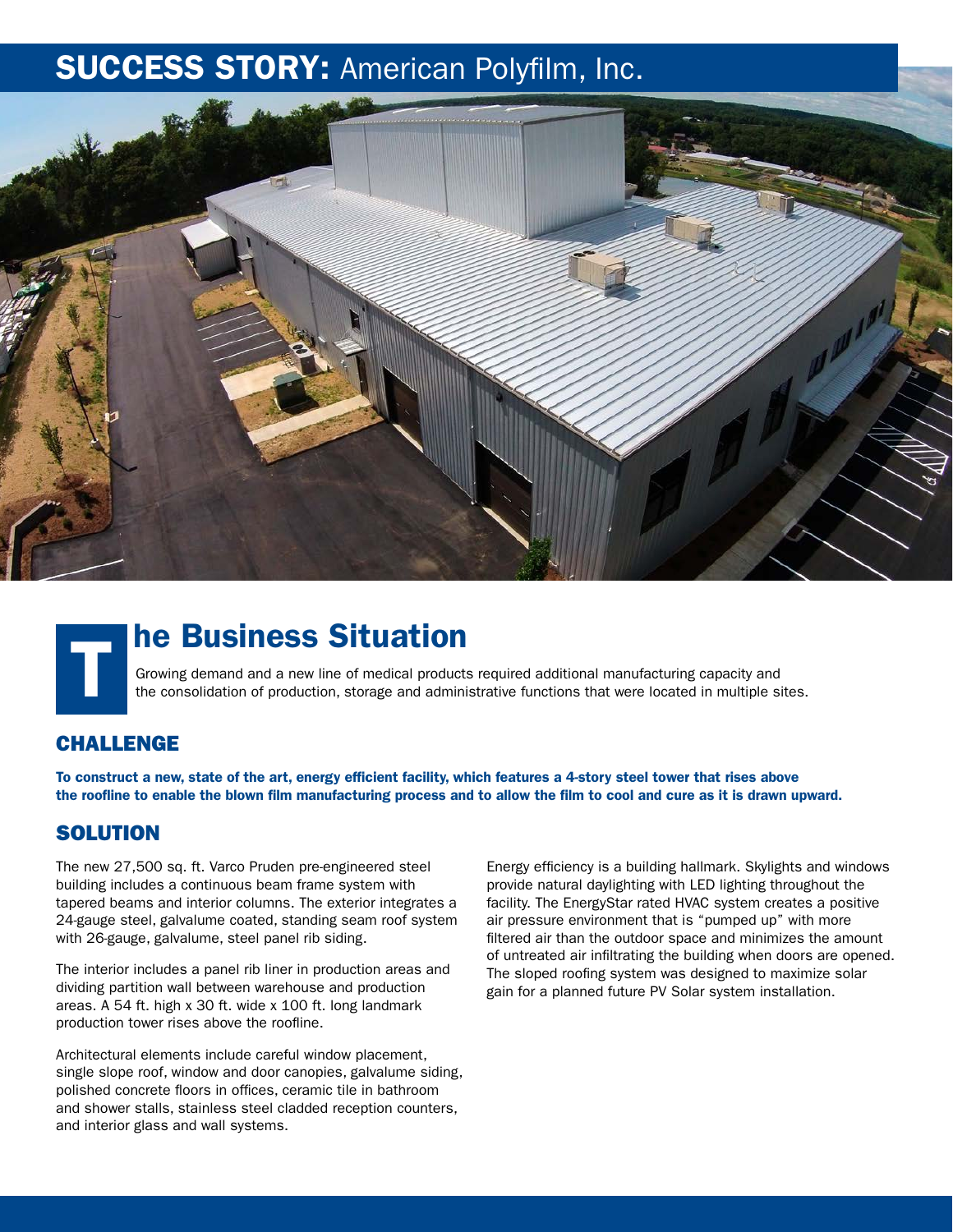# SUCCESS STORY: American Polyfilm, Inc.

## The Business Situation

Growing demand and a new line of medical products required additional manufacturing capacity and the consolidation of production, storage and administrative functions that were located in multiple sites.

### CHALLENGE

**To construct a new, state of the art, energy efficient facility, which features a 4-story steel tower that rises above the roofline to enable the blown film manufacturing process and to allow the film to cool and cure as it is drawn upward.**

### SOLUTION

The new 27,500 sq. ft. Varco Pruden pre-engineered steel building includes a continuous beam frame system with tapered beams and interior columns. The exterior integrates a 24-gauge steel, galvalume coated, standing seam roof system with 26-gauge, galvalume, steel panel rib siding.

The interior includes a panel rib liner in production areas and dividing partition wall between warehouse and production areas. A 54 ft. high x 30 ft. wide x 100 ft. long landmark production tower rises above the roofline.

Architectural elements include careful window placement, single slope roof, window and door canopies, galvalume siding, polished concrete floors in offices, ceramic tile in bathroom and shower stalls, stainless steel cladded reception counters, and interior glass and wall systems.

Energy efficiency is a building hallmark. Skylights and windows provide natural daylighting with LED lighting throughout the facility. The EnergyStar rated HVAC system creates a positive air pressure environment that is "pumped up" with more filtered air than the outdoor space and minimizes the amount of untreated air infiltrating the building when doors are opened. The sloped roofing system was designed to maximize solar gain for a planned future PV Solar system installation.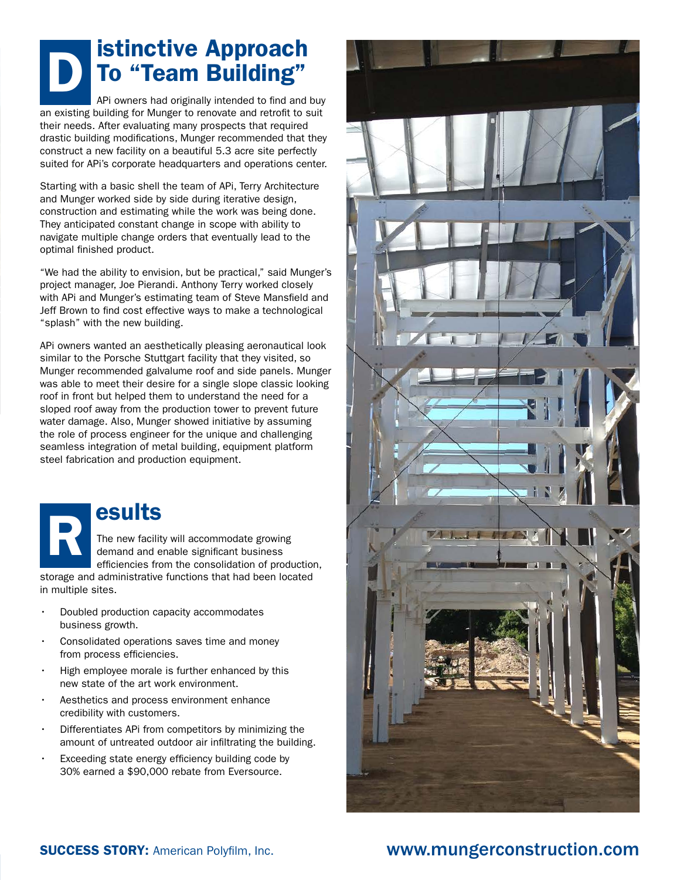## Distinctive Approach To "Team Building"

APi owners had originally intended to find and buy an existing building for Munger to renovate and retrofit to suit their needs. After evaluating many prospects that required drastic building modifications, Munger recommended that they construct a new facility on a beautiful 5.3 acre site perfectly suited for APi's corporate headquarters and operations center.

Starting with a basic shell the team of APi, Terry Architecture and Munger worked side by side during iterative design, construction and estimating while the work was being done. They anticipated constant change in scope with ability to navigate multiple change orders that eventually lead to the optimal finished product.

"We had the ability to envision, but be practical," said Munger's project manager, Joe Pierandi. Anthony Terry worked closely with APi and Munger's estimating team of Steve Mansfield and Jeff Brown to find cost effective ways to make a technological "splash" with the new building.

APi owners wanted an aesthetically pleasing aeronautical look similar to the Porsche Stuttgart facility that they visited, so Munger recommended galvalume roof and side panels. Munger was able to meet their desire for a single slope classic looking roof in front but helped them to understand the need for a sloped roof away from the production tower to prevent future water damage. Also, Munger showed initiative by assuming the role of process engineer for the unique and challenging seamless integration of metal building, equipment platform steel fabrication and production equipment.

## Results

The new facility will accommodate growing demand and enable significant business efficiencies from the consolidation of production, storage and administrative functions that had been located in multiple sites.

- Doubled production capacity accommodates business growth.
- Consolidated operations saves time and money from process efficiencies.
- High employee morale is further enhanced by this new state of the art work environment.
- Aesthetics and process environment enhance credibility with customers.
- Differentiates APi from competitors by minimizing the amount of untreated outdoor air infiltrating the building.
- Exceeding state energy efficiency building code by 30% earned a $90,000 rebate from Eversource.

**SUCCESS STORY:** American Polyfilm, Inc.

www.mungerconstruction.com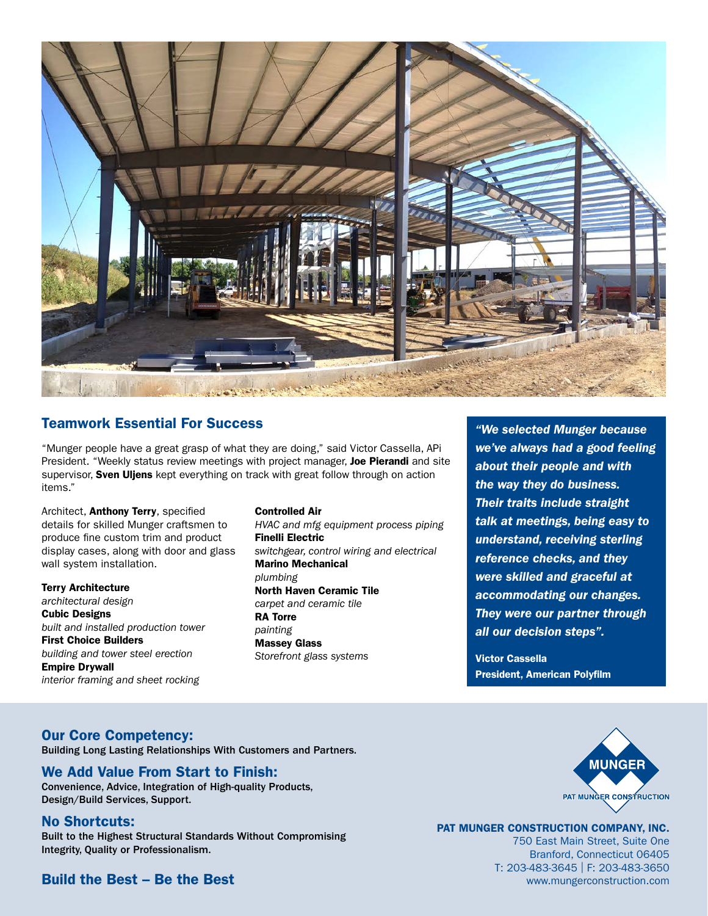## Teamwork Essential For Success

"Munger people have a great grasp of what they are doing," said Victor Cassella, APi President. "Weekly status review meetings with project manager, **Joe Pierandi** and site supervisor, **Sven Uljens** kept everything on track with great follow through on action items."

Architect, **Anthony Terry**, specified details for skilled Munger craftsmen to produce fine custom trim and product display cases, along with door and glass wall system installation.

**Terry Architecture**
*architectural design*
**Cubic Designs**
*built and installed production tower*
**First Choice Builders**
*building and tower steel erection*
**Empire Drywall**
*interior framing and sheet rocking*
**Controlled Air**
*HVAC and mfg equipment process piping*
**Finelli Electric**
*switchgear, control wiring and electrical*
**Marino Mechanical**
*plumbing*
**North Haven Ceramic Tile**
*carpet and ceramic tile*
**RA Torre**
*painting*
**Massey Glass**
*Storefront glass systems*

***"We selected Munger because we've always had a good feeling about their people and with the way they do business. Their traits include straight talk at meetings, being easy to understand, receiving sterling reference checks, and they were skilled and graceful at accommodating our changes. They were our partner through all our decision steps".***

**Victor Cassella**
**President, American Polyfilm**

### Our Core Competency:
**Building Long Lasting Relationships With Customers and Partners.**

### We Add Value From Start to Finish:
**Convenience, Advice, Integration of High-quality Products, Design/Build Services, Support.**

### No Shortcuts:
**Built to the Highest Structural Standards Without Compromising Integrity, Quality or Professionalism.**

### Build the Best – Be the Best

MUNGER
PAT MUNGER CONSTRUCTION

**PAT MUNGER CONSTRUCTION COMPANY, INC.**
750 East Main Street, Suite One
Branford, Connecticut 06405
T: 203-483-3645 | F: 203-483-3650
www.mungerconstruction.com